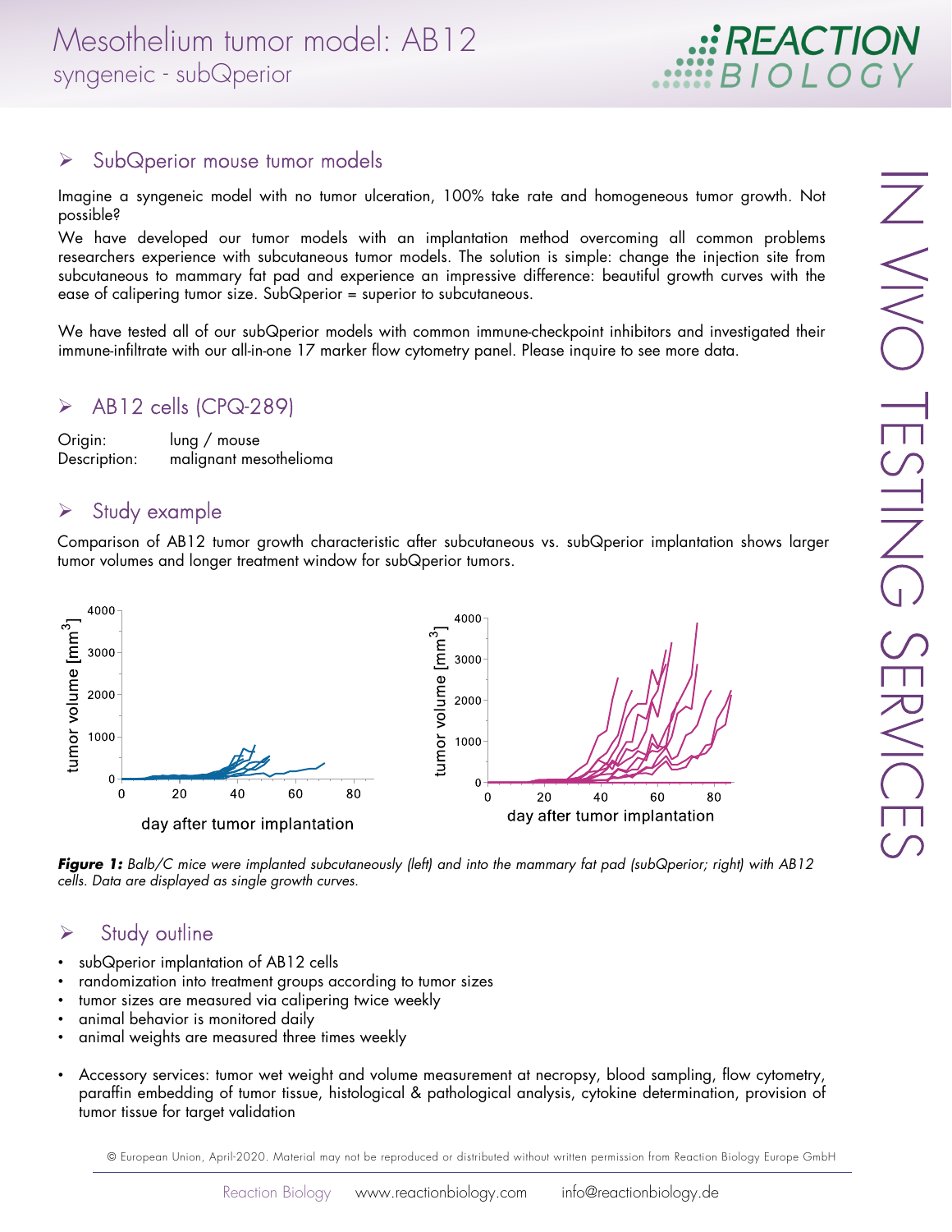# Mesothelium tumor model: AB12

syngeneic - subQperior

## SubQperior mouse tumor models

Imagine a syngeneic model with no tumor ulceration, 100% take rate and homogeneous tumor growth. Not possible?

We have developed our tumor models with an implantation method overcoming all common problems researchers experience with subcutaneous tumor models. The solution is simple: change the injection site from subcutaneous to mammary fat pad and experience an impressive difference: beautiful growth curves with the ease of calipering tumor size. SubQperior = superior to subcutaneous.

We have tested all of our subQperior models with common immune-checkpoint inhibitors and investigated their immune-infiltrate with our all-in-one 17 marker flow cytometry panel. Please inquire to see more data.

## AB12 cells (CPQ-289)

Origin: lung / mouse
Description: malignant mesothelioma

## Study example

Comparison of AB12 tumor growth characteristic after subcutaneous vs. subQperior implantation shows larger tumor volumes and longer treatment window for subQperior tumors.

***Figure 1:*** *Balb/C mice were implanted subcutaneously (left) and into the mammary fat pad (subQperior; right) with AB12 cells. Data are displayed as single growth curves.*

## Study outline

- subQperior implantation of AB12 cells
- randomization into treatment groups according to tumor sizes
- tumor sizes are measured via calipering twice weekly
- animal behavior is monitored daily
- animal weights are measured three times weekly

- Accessory services: tumor wet weight and volume measurement at necropsy, blood sampling, flow cytometry, paraffin embedding of tumor tissue, histological & pathological analysis, cytokine determination, provision of tumor tissue for target validation

© European Union, April-2020. Material may not be reproduced or distributed without written permission from Reaction Biology Europe GmbH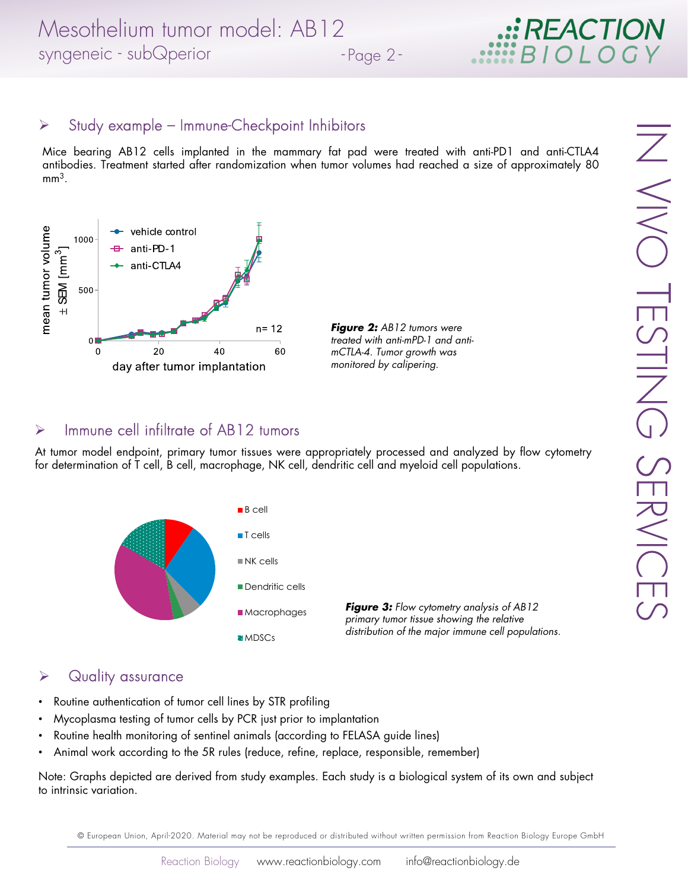## Study example – Immune-Checkpoint Inhibitors

Mice bearing AB12 cells implanted in the mammary fat pad were treated with anti-PD1 and anti-CTLA4 antibodies. Treatment started after randomization when tumor volumes had reached a size of approximately 80 $mm^3$.

mean tumor volume ± SEM [$mm^3$]

1000
500
0

0
20
40
60

day after tumor implantation

vehicle control
anti-PD-1
anti-CTLA4

n= 12

***Figure 2:*** *AB12 tumors were treated with anti-mPD-1 and anti-mCTLA-4. Tumor growth was monitored by calipering.*

## Immune cell infiltrate of AB12 tumors

At tumor model endpoint, primary tumor tissues were appropriately processed and analyzed by flow cytometry for determination of T cell, B cell, macrophage, NK cell, dendritic cell and myeloid cell populations.

B cell
T cells
NK cells
Dendritic cells
Macrophages
MDSCs

***Figure 3:*** *Flow cytometry analysis of AB12 primary tumor tissue showing the relative distribution of the major immune cell populations.*

## Quality assurance

- Routine authentication of tumor cell lines by STR profiling
- Mycoplasma testing of tumor cells by PCR just prior to implantation
- Routine health monitoring of sentinel animals (according to FELASA guide lines)
- Animal work according to the 5R rules (reduce, refine, replace, responsible, remember)

Note: Graphs depicted are derived from study examples. Each study is a biological system of its own and subject to intrinsic variation.

© European Union, April-2020. Material may not be reproduced or distributed without written permission from Reaction Biology Europe GmbH

Reaction Biology www.reactionbiology.com info@reactionbiology.de